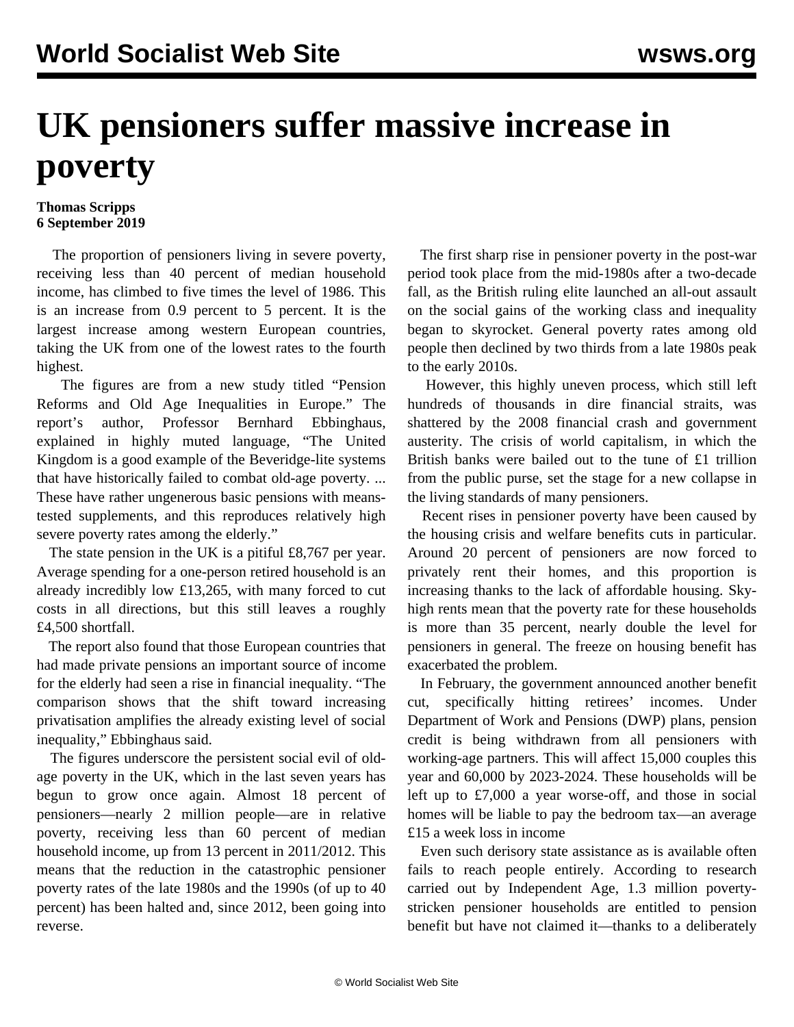# UK pensioners suffer massive increase in poverty

**Thomas Scripps**
**6 September 2019**

The proportion of pensioners living in severe poverty, receiving less than 40 percent of median household income, has climbed to five times the level of 1986. This is an increase from 0.9 percent to 5 percent. It is the largest increase among western European countries, taking the UK from one of the lowest rates to the fourth highest.

The figures are from a new study titled "Pension Reforms and Old Age Inequalities in Europe." The report's author, Professor Bernhard Ebbinghaus, explained in highly muted language, "The United Kingdom is a good example of the Beveridge-lite systems that have historically failed to combat old-age poverty. ... These have rather ungenerous basic pensions with means-tested supplements, and this reproduces relatively high severe poverty rates among the elderly."

The state pension in the UK is a pitiful £8,767 per year. Average spending for a one-person retired household is an already incredibly low £13,265, with many forced to cut costs in all directions, but this still leaves a roughly £4,500 shortfall.

The report also found that those European countries that had made private pensions an important source of income for the elderly had seen a rise in financial inequality. "The comparison shows that the shift toward increasing privatisation amplifies the already existing level of social inequality," Ebbinghaus said.

The figures underscore the persistent social evil of old-age poverty in the UK, which in the last seven years has begun to grow once again. Almost 18 percent of pensioners—nearly 2 million people—are in relative poverty, receiving less than 60 percent of median household income, up from 13 percent in 2011/2012. This means that the reduction in the catastrophic pensioner poverty rates of the late 1980s and the 1990s (of up to 40 percent) has been halted and, since 2012, been going into reverse.

The first sharp rise in pensioner poverty in the post-war period took place from the mid-1980s after a two-decade fall, as the British ruling elite launched an all-out assault on the social gains of the working class and inequality began to skyrocket. General poverty rates among old people then declined by two thirds from a late 1980s peak to the early 2010s.

However, this highly uneven process, which still left hundreds of thousands in dire financial straits, was shattered by the 2008 financial crash and government austerity. The crisis of world capitalism, in which the British banks were bailed out to the tune of £1 trillion from the public purse, set the stage for a new collapse in the living standards of many pensioners.

Recent rises in pensioner poverty have been caused by the housing crisis and welfare benefits cuts in particular. Around 20 percent of pensioners are now forced to privately rent their homes, and this proportion is increasing thanks to the lack of affordable housing. Sky-high rents mean that the poverty rate for these households is more than 35 percent, nearly double the level for pensioners in general. The freeze on housing benefit has exacerbated the problem.

In February, the government announced another benefit cut, specifically hitting retirees' incomes. Under Department of Work and Pensions (DWP) plans, pension credit is being withdrawn from all pensioners with working-age partners. This will affect 15,000 couples this year and 60,000 by 2023-2024. These households will be left up to £7,000 a year worse-off, and those in social homes will be liable to pay the bedroom tax—an average £15 a week loss in income

Even such derisory state assistance as is available often fails to reach people entirely. According to research carried out by Independent Age, 1.3 million poverty-stricken pensioner households are entitled to pension benefit but have not claimed it—thanks to a deliberately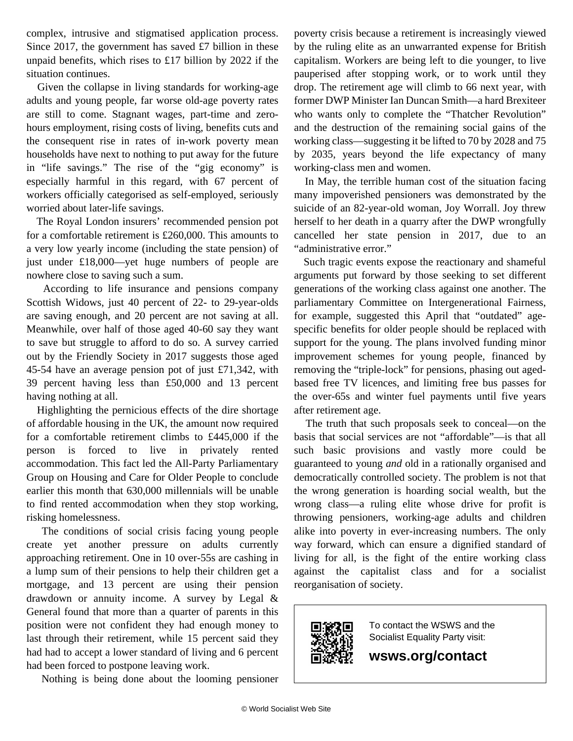complex, intrusive and stigmatised application process. Since 2017, the government has saved £7 billion in these unpaid benefits, which rises to £17 billion by 2022 if the situation continues.

Given the collapse in living standards for working-age adults and young people, far worse old-age poverty rates are still to come. Stagnant wages, part-time and zero-hours employment, rising costs of living, benefits cuts and the consequent rise in rates of in-work poverty mean households have next to nothing to put away for the future in "life savings." The rise of the "gig economy" is especially harmful in this regard, with 67 percent of workers officially categorised as self-employed, seriously worried about later-life savings.

The Royal London insurers' recommended pension pot for a comfortable retirement is £260,000. This amounts to a very low yearly income (including the state pension) of just under £18,000—yet huge numbers of people are nowhere close to saving such a sum.

According to life insurance and pensions company Scottish Widows, just 40 percent of 22- to 29-year-olds are saving enough, and 20 percent are not saving at all. Meanwhile, over half of those aged 40-60 say they want to save but struggle to afford to do so. A survey carried out by the Friendly Society in 2017 suggests those aged 45-54 have an average pension pot of just £71,342, with 39 percent having less than £50,000 and 13 percent having nothing at all.

Highlighting the pernicious effects of the dire shortage of affordable housing in the UK, the amount now required for a comfortable retirement climbs to £445,000 if the person is forced to live in privately rented accommodation. This fact led the All-Party Parliamentary Group on Housing and Care for Older People to conclude earlier this month that 630,000 millennials will be unable to find rented accommodation when they stop working, risking homelessness.

The conditions of social crisis facing young people create yet another pressure on adults currently approaching retirement. One in 10 over-55s are cashing in a lump sum of their pensions to help their children get a mortgage, and 13 percent are using their pension drawdown or annuity income. A survey by Legal & General found that more than a quarter of parents in this position were not confident they had enough money to last through their retirement, while 15 percent said they had had to accept a lower standard of living and 6 percent had been forced to postpone leaving work.

Nothing is being done about the looming pensioner poverty crisis because a retirement is increasingly viewed by the ruling elite as an unwarranted expense for British capitalism. Workers are being left to die younger, to live pauperised after stopping work, or to work until they drop. The retirement age will climb to 66 next year, with former DWP Minister Ian Duncan Smith—a hard Brexiteer who wants only to complete the "Thatcher Revolution" and the destruction of the remaining social gains of the working class—suggesting it be lifted to 70 by 2028 and 75 by 2035, years beyond the life expectancy of many working-class men and women.

In May, the terrible human cost of the situation facing many impoverished pensioners was demonstrated by the suicide of an 82-year-old woman, Joy Worrall. Joy threw herself to her death in a quarry after the DWP wrongfully cancelled her state pension in 2017, due to an "administrative error."

Such tragic events expose the reactionary and shameful arguments put forward by those seeking to set different generations of the working class against one another. The parliamentary Committee on Intergenerational Fairness, for example, suggested this April that "outdated" age-specific benefits for older people should be replaced with support for the young. The plans involved funding minor improvement schemes for young people, financed by removing the "triple-lock" for pensions, phasing out aged-based free TV licences, and limiting free bus passes for the over-65s and winter fuel payments until five years after retirement age.

The truth that such proposals seek to conceal—on the basis that social services are not "affordable"—is that all such basic provisions and vastly more could be guaranteed to young *and* old in a rationally organised and democratically controlled society. The problem is not that the wrong generation is hoarding social wealth, but the wrong class—a ruling elite whose drive for profit is throwing pensioners, working-age adults and children alike into poverty in ever-increasing numbers. The only way forward, which can ensure a dignified standard of living for all, is the fight of the entire working class against the capitalist class and for a socialist reorganisation of society.

To contact the WSWS and the Socialist Equality Party visit:

**wsws.org/contact**